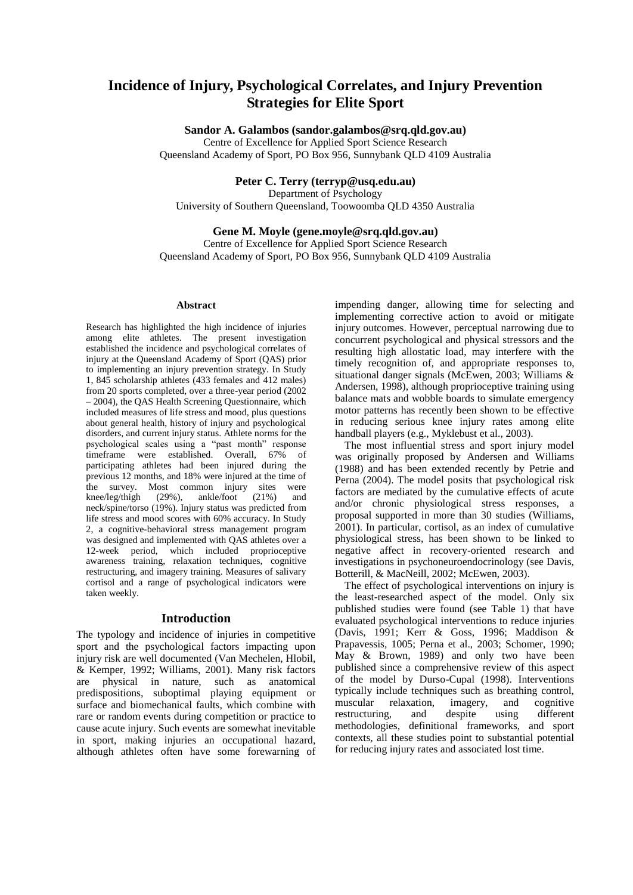# Incidence of Injury, Psychological Correlates, and Injury Prevention Strategies for Elite Sport

**Sandor A. Galambos (sandor.galambos@srq.qld.gov.au)**
Centre of Excellence for Applied Sport Science Research
Queensland Academy of Sport, PO Box 956, Sunnybank QLD 4109 Australia

**Peter C. Terry (terryp@usq.edu.au)**
Department of Psychology
University of Southern Queensland, Toowoomba QLD 4350 Australia

**Gene M. Moyle (gene.moyle@srq.qld.gov.au)**
Centre of Excellence for Applied Sport Science Research
Queensland Academy of Sport, PO Box 956, Sunnybank QLD 4109 Australia

## Abstract

Research has highlighted the high incidence of injuries among elite athletes. The present investigation established the incidence and psychological correlates of injury at the Queensland Academy of Sport (QAS) prior to implementing an injury prevention strategy. In Study 1, 845 scholarship athletes (433 females and 412 males) from 20 sports completed, over a three-year period (2002 – 2004), the QAS Health Screening Questionnaire, which included measures of life stress and mood, plus questions about general health, history of injury and psychological disorders, and current injury status. Athlete norms for the psychological scales using a "past month" response timeframe were established. Overall, 67% of participating athletes had been injured during the previous 12 months, and 18% were injured at the time of the survey. Most common injury sites were knee/leg/thigh (29%), ankle/foot (21%) and neck/spine/torso (19%). Injury status was predicted from life stress and mood scores with 60% accuracy. In Study 2, a cognitive-behavioral stress management program was designed and implemented with QAS athletes over a 12-week period, which included proprioceptive awareness training, relaxation techniques, cognitive restructuring, and imagery training. Measures of salivary cortisol and a range of psychological indicators were taken weekly.

## Introduction

The typology and incidence of injuries in competitive sport and the psychological factors impacting upon injury risk are well documented (Van Mechelen, Hlobil, & Kemper, 1992; Williams, 2001). Many risk factors are physical in nature, such as anatomical predispositions, suboptimal playing equipment or surface and biomechanical faults, which combine with rare or random events during competition or practice to cause acute injury. Such events are somewhat inevitable in sport, making injuries an occupational hazard, although athletes often have some forewarning of impending danger, allowing time for selecting and implementing corrective action to avoid or mitigate injury outcomes. However, perceptual narrowing due to concurrent psychological and physical stressors and the resulting high allostatic load, may interfere with the timely recognition of, and appropriate responses to, situational danger signals (McEwen, 2003; Williams & Andersen, 1998), although proprioceptive training using balance mats and wobble boards to simulate emergency motor patterns has recently been shown to be effective in reducing serious knee injury rates among elite handball players (e.g., Myklebust et al., 2003).

The most influential stress and sport injury model was originally proposed by Andersen and Williams (1988) and has been extended recently by Petrie and Perna (2004). The model posits that psychological risk factors are mediated by the cumulative effects of acute and/or chronic physiological stress responses, a proposal supported in more than 30 studies (Williams, 2001). In particular, cortisol, as an index of cumulative physiological stress, has been shown to be linked to negative affect in recovery-oriented research and investigations in psychoneuroendocrinology (see Davis, Botterill, & MacNeill, 2002; McEwen, 2003).

The effect of psychological interventions on injury is the least-researched aspect of the model. Only six published studies were found (see Table 1) that have evaluated psychological interventions to reduce injuries (Davis, 1991; Kerr & Goss, 1996; Maddison & Prapavessis, 1005; Perna et al., 2003; Schomer, 1990; May & Brown, 1989) and only two have been published since a comprehensive review of this aspect of the model by Durso-Cupal (1998). Interventions typically include techniques such as breathing control, muscular relaxation, imagery, and cognitive restructuring, and despite using different methodologies, definitional frameworks, and sport contexts, all these studies point to substantial potential for reducing injury rates and associated lost time.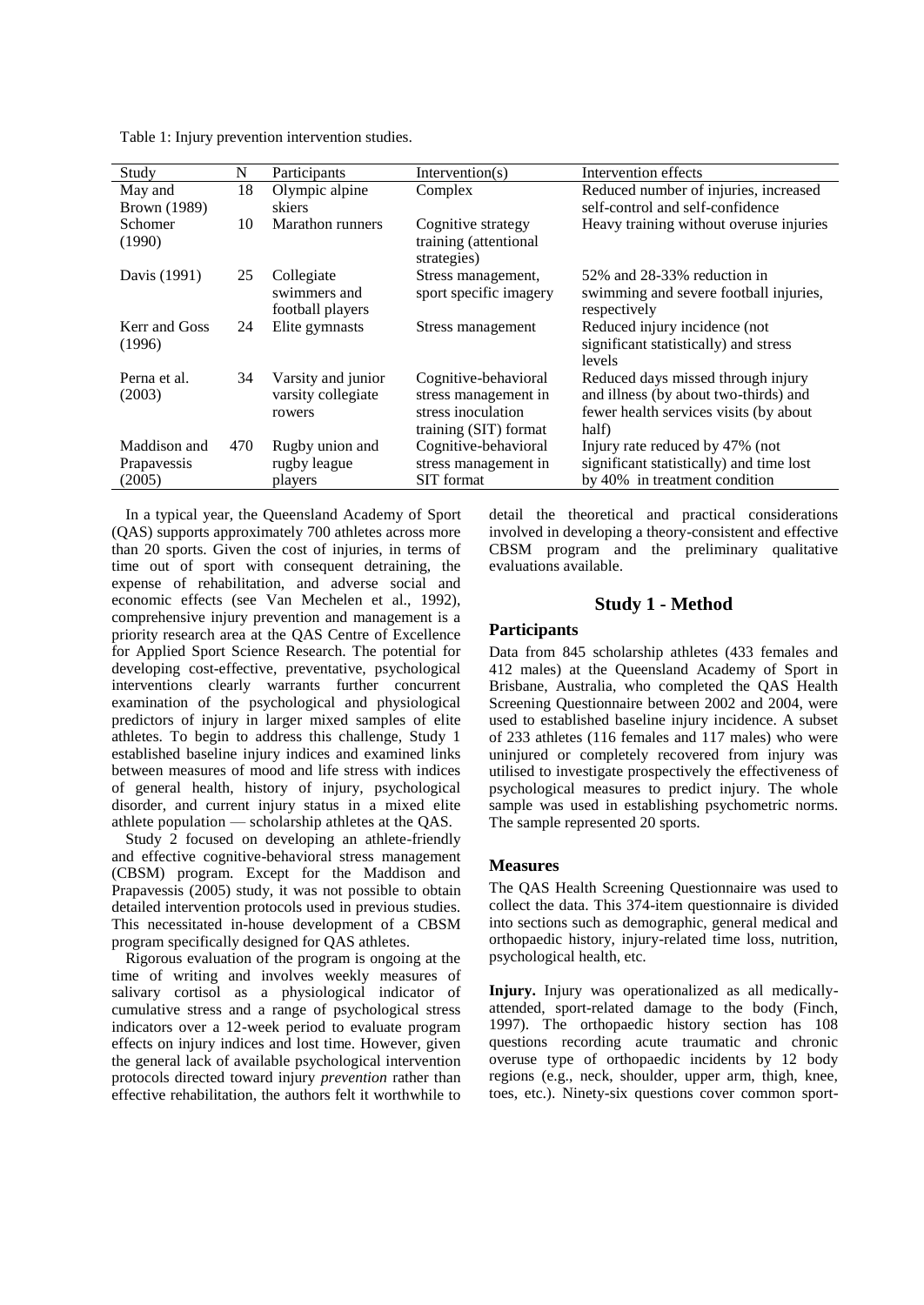Table 1: Injury prevention intervention studies.

| Study | N | Participants | Intervention(s) | Intervention effects |
|---|---|---|---|---|
| May and Brown (1989) | 18 | Olympic alpine skiers | Complex | Reduced number of injuries, increased self-control and self-confidence |
| Schomer (1990) | 10 | Marathon runners | Cognitive strategy training (attentional strategies) | Heavy training without overuse injuries |
| Davis (1991) | 25 | Collegiate swimmers and football players | Stress management, sport specific imagery | 52% and 28-33% reduction in swimming and severe football injuries, respectively |
| Kerr and Goss (1996) | 24 | Elite gymnasts | Stress management | Reduced injury incidence (not significant statistically) and stress levels |
| Perna et al. (2003) | 34 | Varsity and junior varsity collegiate rowers | Cognitive-behavioral stress management in stress inoculation training (SIT) format | Reduced days missed through injury and illness (by about two-thirds) and fewer health services visits (by about half) |
| Maddison and Prapavessis (2005) | 470 | Rugby union and rugby league players | Cognitive-behavioral stress management in SIT format | Injury rate reduced by 47% (not significant statistically) and time lost by 40% in treatment condition |

In a typical year, the Queensland Academy of Sport (QAS) supports approximately 700 athletes across more than 20 sports. Given the cost of injuries, in terms of time out of sport with consequent detraining, the expense of rehabilitation, and adverse social and economic effects (see Van Mechelen et al., 1992), comprehensive injury prevention and management is a priority research area at the QAS Centre of Excellence for Applied Sport Science Research. The potential for developing cost-effective, preventative, psychological interventions clearly warrants further concurrent examination of the psychological and physiological predictors of injury in larger mixed samples of elite athletes. To begin to address this challenge, Study 1 established baseline injury indices and examined links between measures of mood and life stress with indices of general health, history of injury, psychological disorder, and current injury status in a mixed elite athlete population — scholarship athletes at the QAS.

Study 2 focused on developing an athlete-friendly and effective cognitive-behavioral stress management (CBSM) program. Except for the Maddison and Prapavessis (2005) study, it was not possible to obtain detailed intervention protocols used in previous studies. This necessitated in-house development of a CBSM program specifically designed for QAS athletes.

Rigorous evaluation of the program is ongoing at the time of writing and involves weekly measures of salivary cortisol as a physiological indicator of cumulative stress and a range of psychological stress indicators over a 12-week period to evaluate program effects on injury indices and lost time. However, given the general lack of available psychological intervention protocols directed toward injury *prevention* rather than effective rehabilitation, the authors felt it worthwhile to detail the theoretical and practical considerations involved in developing a theory-consistent and effective CBSM program and the preliminary qualitative evaluations available.

## Study 1 - Method

### Participants

Data from 845 scholarship athletes (433 females and 412 males) at the Queensland Academy of Sport in Brisbane, Australia, who completed the QAS Health Screening Questionnaire between 2002 and 2004, were used to established baseline injury incidence. A subset of 233 athletes (116 females and 117 males) who were uninjured or completely recovered from injury was utilised to investigate prospectively the effectiveness of psychological measures to predict injury. The whole sample was used in establishing psychometric norms. The sample represented 20 sports.

### Measures

The QAS Health Screening Questionnaire was used to collect the data. This 374-item questionnaire is divided into sections such as demographic, general medical and orthopaedic history, injury-related time loss, nutrition, psychological health, etc.

**Injury.** Injury was operationalized as all medically-attended, sport-related damage to the body (Finch, 1997). The orthopaedic history section has 108 questions recording acute traumatic and chronic overuse type of orthopaedic incidents by 12 body regions (e.g., neck, shoulder, upper arm, thigh, knee, toes, etc.). Ninety-six questions cover common sport-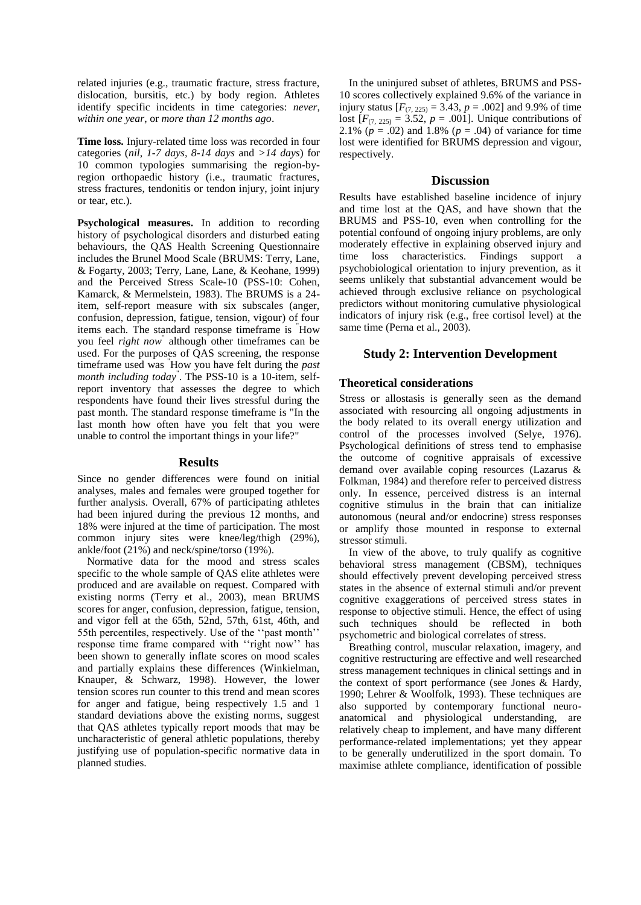related injuries (e.g., traumatic fracture, stress fracture, dislocation, bursitis, etc.) by body region. Athletes identify specific incidents in time categories: *never*, *within one year*, or *more than 12 months ago*.

**Time loss.** Injury-related time loss was recorded in four categories (*nil*, *1-7 days*, *8-14 days* and *>14 days*) for 10 common typologies summarising the region-by-region orthopaedic history (i.e., traumatic fractures, stress fractures, tendonitis or tendon injury, joint injury or tear, etc.).

**Psychological measures.** In addition to recording history of psychological disorders and disturbed eating behaviours, the QAS Health Screening Questionnaire includes the Brunel Mood Scale (BRUMS: Terry, Lane, & Fogarty, 2003; Terry, Lane, Lane, & Keohane, 1999) and the Perceived Stress Scale-10 (PSS-10: Cohen, Kamarck, & Mermelstein, 1983). The BRUMS is a 24-item, self-report measure with six subscales (anger, confusion, depression, fatigue, tension, vigour) of four items each. The standard response timeframe is "How you feel *right now*" although other timeframes can be used. For the purposes of QAS screening, the response timeframe used was "How you have felt during the *past month including today*". The PSS-10 is a 10-item, self-report inventory that assesses the degree to which respondents have found their lives stressful during the past month. The standard response timeframe is "In the last month how often have you felt that you were unable to control the important things in your life?"

## Results

Since no gender differences were found on initial analyses, males and females were grouped together for further analysis. Overall, 67% of participating athletes had been injured during the previous 12 months, and 18% were injured at the time of participation. The most common injury sites were knee/leg/thigh (29%), ankle/foot (21%) and neck/spine/torso (19%).

Normative data for the mood and stress scales specific to the whole sample of QAS elite athletes were produced and are available on request. Compared with existing norms (Terry et al., 2003), mean BRUMS scores for anger, confusion, depression, fatigue, tension, and vigor fell at the 65th, 52nd, 57th, 61st, 46th, and 55th percentiles, respectively. Use of the ''past month'' response time frame compared with ''right now'' has been shown to generally inflate scores on mood scales and partially explains these differences (Winkielman, Knauper, & Schwarz, 1998). However, the lower tension scores run counter to this trend and mean scores for anger and fatigue, being respectively 1.5 and 1 standard deviations above the existing norms, suggest that QAS athletes typically report moods that may be uncharacteristic of general athletic populations, thereby justifying use of population-specific normative data in planned studies.

In the uninjured subset of athletes, BRUMS and PSS-10 scores collectively explained 9.6% of the variance in injury status [$F_{(7, 225)} = 3.43$, $p = .002$] and 9.9% of time lost [$F_{(7, 225)} = 3.52$, $p = .001$]. Unique contributions of 2.1% ($p = .02$) and 1.8% ($p = .04$) of variance for time lost were identified for BRUMS depression and vigour, respectively.

## Discussion

Results have established baseline incidence of injury and time lost at the QAS, and have shown that the BRUMS and PSS-10, even when controlling for the potential confound of ongoing injury problems, are only moderately effective in explaining observed injury and time loss characteristics. Findings support a psychobiological orientation to injury prevention, as it seems unlikely that substantial advancement would be achieved through exclusive reliance on psychological predictors without monitoring cumulative physiological indicators of injury risk (e.g., free cortisol level) at the same time (Perna et al., 2003).

# Study 2: Intervention Development

### Theoretical considerations

Stress or allostasis is generally seen as the demand associated with resourcing all ongoing adjustments in the body related to its overall energy utilization and control of the processes involved (Selye, 1976). Psychological definitions of stress tend to emphasise the outcome of cognitive appraisals of excessive demand over available coping resources (Lazarus & Folkman, 1984) and therefore refer to perceived distress only. In essence, perceived distress is an internal cognitive stimulus in the brain that can initialize autonomous (neural and/or endocrine) stress responses or amplify those mounted in response to external stressor stimuli.

In view of the above, to truly qualify as cognitive behavioral stress management (CBSM), techniques should effectively prevent developing perceived stress states in the absence of external stimuli and/or prevent cognitive exaggerations of perceived stress states in response to objective stimuli. Hence, the effect of using such techniques should be reflected in both psychometric and biological correlates of stress.

Breathing control, muscular relaxation, imagery, and cognitive restructuring are effective and well researched stress management techniques in clinical settings and in the context of sport performance (see Jones & Hardy, 1990; Lehrer & Woolfolk, 1993). These techniques are also supported by contemporary functional neuro-anatomical and physiological understanding, are relatively cheap to implement, and have many different performance-related implementations; yet they appear to be generally underutilized in the sport domain. To maximise athlete compliance, identification of possible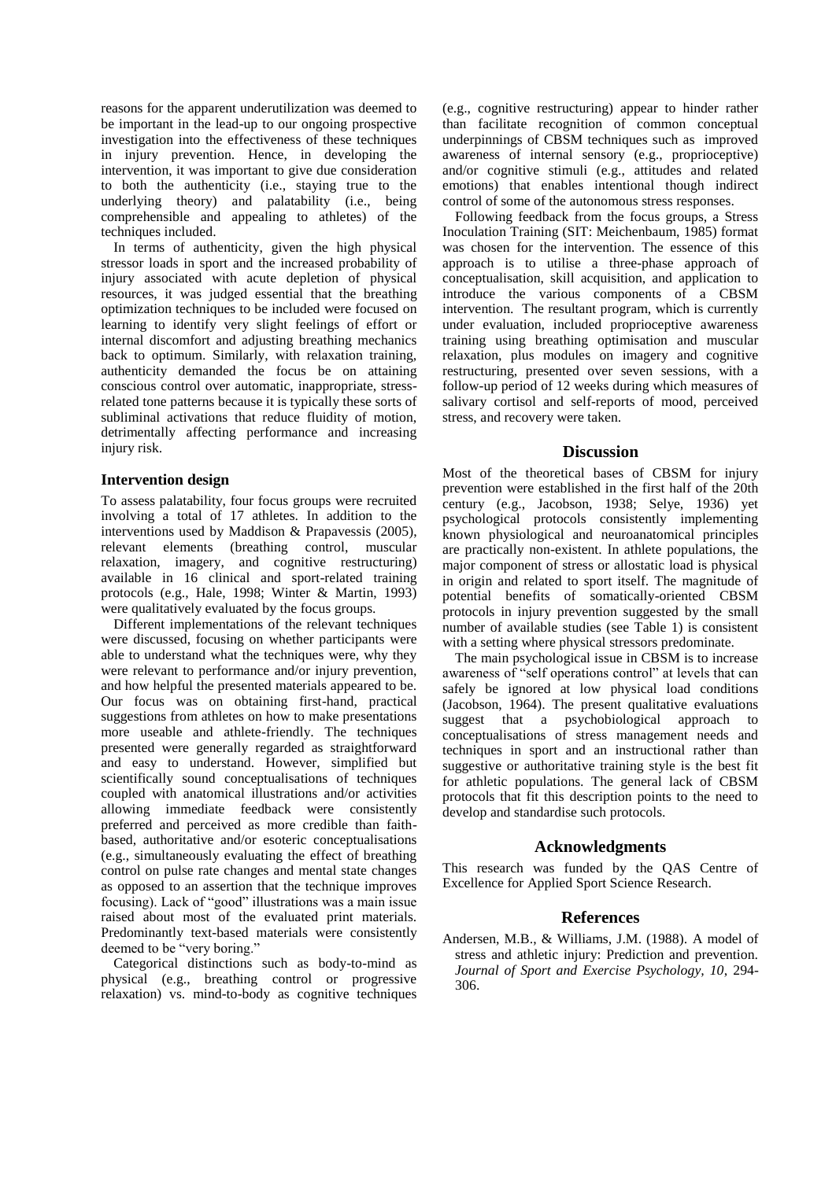reasons for the apparent underutilization was deemed to be important in the lead-up to our ongoing prospective investigation into the effectiveness of these techniques in injury prevention. Hence, in developing the intervention, it was important to give due consideration to both the authenticity (i.e., staying true to the underlying theory) and palatability (i.e., being comprehensible and appealing to athletes) of the techniques included.

In terms of authenticity, given the high physical stressor loads in sport and the increased probability of injury associated with acute depletion of physical resources, it was judged essential that the breathing optimization techniques to be included were focused on learning to identify very slight feelings of effort or internal discomfort and adjusting breathing mechanics back to optimum. Similarly, with relaxation training, authenticity demanded the focus be on attaining conscious control over automatic, inappropriate, stress-related tone patterns because it is typically these sorts of subliminal activations that reduce fluidity of motion, detrimentally affecting performance and increasing injury risk.

### Intervention design

To assess palatability, four focus groups were recruited involving a total of 17 athletes. In addition to the interventions used by Maddison & Prapavessis (2005), relevant elements (breathing control, muscular relaxation, imagery, and cognitive restructuring) available in 16 clinical and sport-related training protocols (e.g., Hale, 1998; Winter & Martin, 1993) were qualitatively evaluated by the focus groups.

Different implementations of the relevant techniques were discussed, focusing on whether participants were able to understand what the techniques were, why they were relevant to performance and/or injury prevention, and how helpful the presented materials appeared to be. Our focus was on obtaining first-hand, practical suggestions from athletes on how to make presentations more useable and athlete-friendly. The techniques presented were generally regarded as straightforward and easy to understand. However, simplified but scientifically sound conceptualisations of techniques coupled with anatomical illustrations and/or activities allowing immediate feedback were consistently preferred and perceived as more credible than faith-based, authoritative and/or esoteric conceptualisations (e.g., simultaneously evaluating the effect of breathing control on pulse rate changes and mental state changes as opposed to an assertion that the technique improves focusing). Lack of "good" illustrations was a main issue raised about most of the evaluated print materials. Predominantly text-based materials were consistently deemed to be "very boring."

Categorical distinctions such as body-to-mind as physical (e.g., breathing control or progressive relaxation) vs. mind-to-body as cognitive techniques (e.g., cognitive restructuring) appear to hinder rather than facilitate recognition of common conceptual underpinnings of CBSM techniques such as improved awareness of internal sensory (e.g., proprioceptive) and/or cognitive stimuli (e.g., attitudes and related emotions) that enables intentional though indirect control of some of the autonomous stress responses.

Following feedback from the focus groups, a Stress Inoculation Training (SIT: Meichenbaum, 1985) format was chosen for the intervention. The essence of this approach is to utilise a three-phase approach of conceptualisation, skill acquisition, and application to introduce the various components of a CBSM intervention. The resultant program, which is currently under evaluation, included proprioceptive awareness training using breathing optimisation and muscular relaxation, plus modules on imagery and cognitive restructuring, presented over seven sessions, with a follow-up period of 12 weeks during which measures of salivary cortisol and self-reports of mood, perceived stress, and recovery were taken.

## Discussion

Most of the theoretical bases of CBSM for injury prevention were established in the first half of the 20th century (e.g., Jacobson, 1938; Selye, 1936) yet psychological protocols consistently implementing known physiological and neuroanatomical principles are practically non-existent. In athlete populations, the major component of stress or allostatic load is physical in origin and related to sport itself. The magnitude of potential benefits of somatically-oriented CBSM protocols in injury prevention suggested by the small number of available studies (see Table 1) is consistent with a setting where physical stressors predominate.

The main psychological issue in CBSM is to increase awareness of "self operations control" at levels that can safely be ignored at low physical load conditions (Jacobson, 1964). The present qualitative evaluations suggest that a psychobiological approach to conceptualisations of stress management needs and techniques in sport and an instructional rather than suggestive or authoritative training style is the best fit for athletic populations. The general lack of CBSM protocols that fit this description points to the need to develop and standardise such protocols.

## Acknowledgments

This research was funded by the QAS Centre of Excellence for Applied Sport Science Research.

## References

Andersen, M.B., & Williams, J.M. (1988). A model of stress and athletic injury: Prediction and prevention. *Journal of Sport and Exercise Psychology, 10*, 294-306.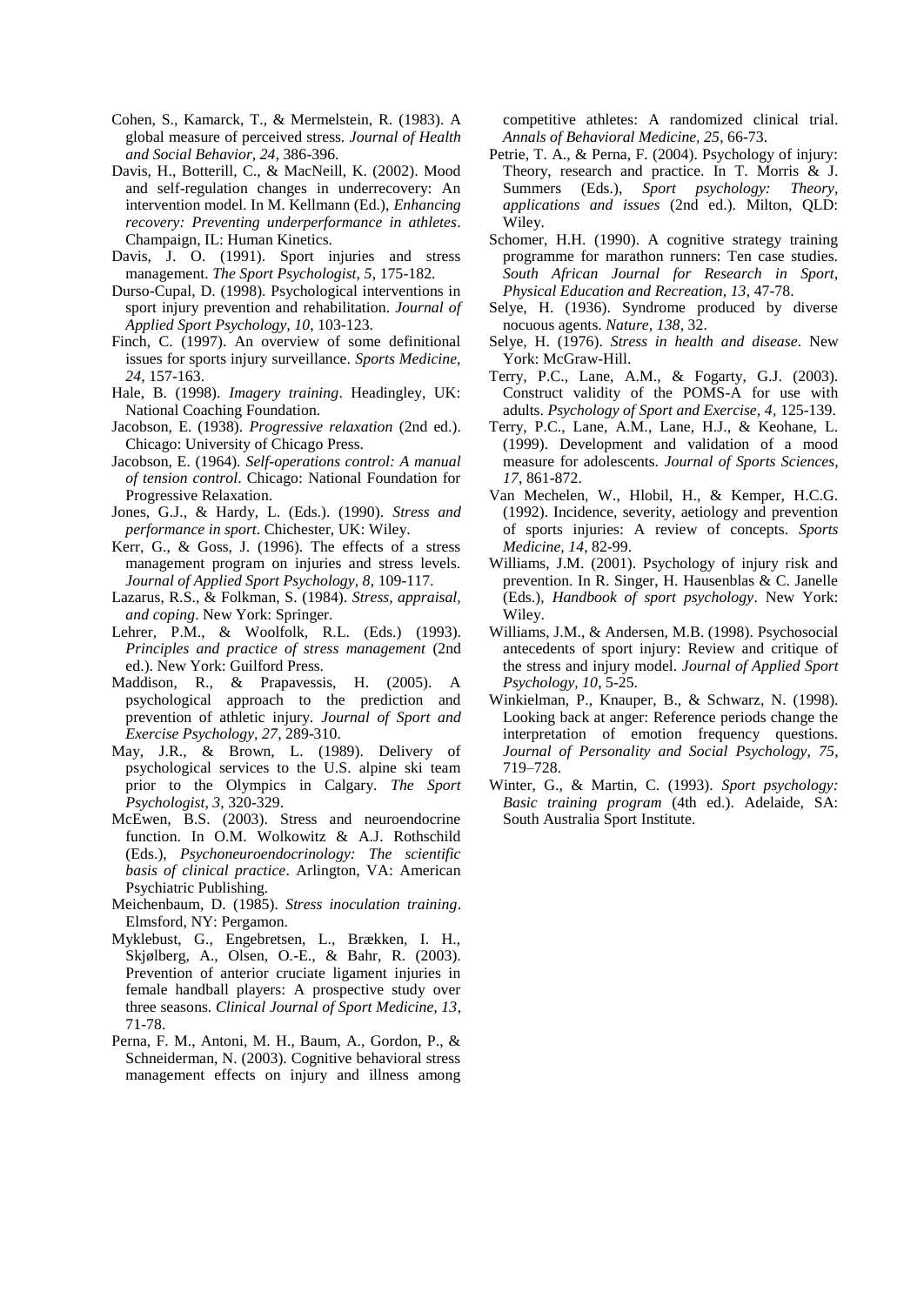Cohen, S., Kamarck, T., & Mermelstein, R. (1983). A global measure of perceived stress. *Journal of Health and Social Behavior, 24*, 386-396.

Davis, H., Botterill, C., & MacNeill, K. (2002). Mood and self-regulation changes in underrecovery: An intervention model. In M. Kellmann (Ed.), *Enhancing recovery: Preventing underperformance in athletes*. Champaign, IL: Human Kinetics.

Davis, J. O. (1991). Sport injuries and stress management. *The Sport Psychologist, 5*, 175-182.

Durso-Cupal, D. (1998). Psychological interventions in sport injury prevention and rehabilitation. *Journal of Applied Sport Psychology, 10*, 103-123.

Finch, C. (1997). An overview of some definitional issues for sports injury surveillance. *Sports Medicine, 24*, 157-163.

Hale, B. (1998). *Imagery training*. Headingley, UK: National Coaching Foundation.

Jacobson, E. (1938). *Progressive relaxation* (2nd ed.). Chicago: University of Chicago Press.

Jacobson, E. (1964). *Self-operations control: A manual of tension control*. Chicago: National Foundation for Progressive Relaxation.

Jones, G.J., & Hardy, L. (Eds.). (1990). *Stress and performance in sport*. Chichester, UK: Wiley.

Kerr, G., & Goss, J. (1996). The effects of a stress management program on injuries and stress levels. *Journal of Applied Sport Psychology, 8*, 109-117.

Lazarus, R.S., & Folkman, S. (1984). *Stress, appraisal, and coping*. New York: Springer.

Lehrer, P.M., & Woolfolk, R.L. (Eds.) (1993). *Principles and practice of stress management* (2nd ed.). New York: Guilford Press.

Maddison, R., & Prapavessis, H. (2005). A psychological approach to the prediction and prevention of athletic injury. *Journal of Sport and Exercise Psychology, 27*, 289-310.

May, J.R., & Brown, L. (1989). Delivery of psychological services to the U.S. alpine ski team prior to the Olympics in Calgary. *The Sport Psychologist, 3*, 320-329.

McEwen, B.S. (2003). Stress and neuroendocrine function. In O.M. Wolkowitz & A.J. Rothschild (Eds.), *Psychoneuroendocrinology: The scientific basis of clinical practice*. Arlington, VA: American Psychiatric Publishing.

Meichenbaum, D. (1985). *Stress inoculation training*. Elmsford, NY: Pergamon.

Myklebust, G., Engebretsen, L., Brækken, I. H., Skjølberg, A., Olsen, O.-E., & Bahr, R. (2003). Prevention of anterior cruciate ligament injuries in female handball players: A prospective study over three seasons. *Clinical Journal of Sport Medicine, 13*, 71-78.

Perna, F. M., Antoni, M. H., Baum, A., Gordon, P., & Schneiderman, N. (2003). Cognitive behavioral stress management effects on injury and illness among competitive athletes: A randomized clinical trial. *Annals of Behavioral Medicine, 25*, 66-73.

Petrie, T. A., & Perna, F. (2004). Psychology of injury: Theory, research and practice. In T. Morris & J. Summers (Eds.), *Sport psychology: Theory, applications and issues* (2nd ed.). Milton, QLD: Wiley.

Schomer, H.H. (1990). A cognitive strategy training programme for marathon runners: Ten case studies. *South African Journal for Research in Sport, Physical Education and Recreation, 13*, 47-78.

Selye, H. (1936). Syndrome produced by diverse nocuous agents. *Nature, 138*, 32.

Selye, H. (1976). *Stress in health and disease*. New York: McGraw-Hill.

Terry, P.C., Lane, A.M., & Fogarty, G.J. (2003). Construct validity of the POMS-A for use with adults. *Psychology of Sport and Exercise, 4*, 125-139.

Terry, P.C., Lane, A.M., Lane, H.J., & Keohane, L. (1999). Development and validation of a mood measure for adolescents. *Journal of Sports Sciences, 17*, 861-872.

Van Mechelen, W., Hlobil, H., & Kemper, H.C.G. (1992). Incidence, severity, aetiology and prevention of sports injuries: A review of concepts. *Sports Medicine, 14*, 82-99.

Williams, J.M. (2001). Psychology of injury risk and prevention. In R. Singer, H. Hausenblas & C. Janelle (Eds.), *Handbook of sport psychology*. New York: Wiley.

Williams, J.M., & Andersen, M.B. (1998). Psychosocial antecedents of sport injury: Review and critique of the stress and injury model. *Journal of Applied Sport Psychology, 10*, 5-25.

Winkielman, P., Knauper, B., & Schwarz, N. (1998). Looking back at anger: Reference periods change the interpretation of emotion frequency questions. *Journal of Personality and Social Psychology, 75*, 719–728.

Winter, G., & Martin, C. (1993). *Sport psychology: Basic training program* (4th ed.). Adelaide, SA: South Australia Sport Institute.